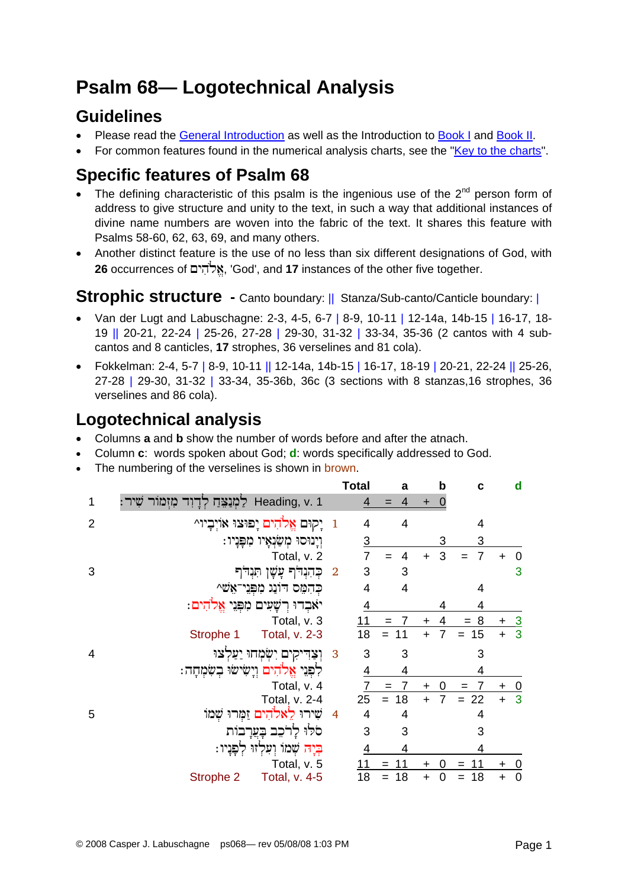# Psalm 68— Logotechnical Analysis

## Guidelines

- Please read the General Introduction as well as the Introduction to Book I and Book II.
- For common features found in the numerical analysis charts, see the "Key to the charts".

## Specific features of Psalm 68

- The defining characteristic of this psalm is the ingenious use of the 2nd person form of address to give structure and unity to the text, in such a way that additional instances of divine name numbers are woven into the fabric of the text. It shares this feature with Psalms 58-60, 62, 63, 69, and many others.
- Another distinct feature is the use of no less than six different designations of God, with **26** occurrences of אֱלֹהִים, 'God', and **17** instances of the other five together.

## Strophic structure - Canto boundary: || Stanza/Sub-canto/Canticle boundary: |

- Van der Lugt and Labuschagne: 2-3, 4-5, 6-7 | 8-9, 10-11 | 12-14a, 14b-15 | 16-17, 18-19 || 20-21, 22-24 | 25-26, 27-28 | 29-30, 31-32 | 33-34, 35-36 (2 cantos with 4 sub-cantos and 8 canticles, **17** strophes, 36 verselines and 81 cola).
- Fokkelman: 2-4, 5-7 | 8-9, 10-11 || 12-14a, 14b-15 | 16-17, 18-19 | 20-21, 22-24 || 25-26, 27-28 | 29-30, 31-32 | 33-34, 35-36b, 36c (3 sections with 8 stanzas,16 strophes, 36 verselines and 86 cola).

## Logotechnical analysis

- Columns **a** and **b** show the number of words before and after the atnach.
- Column **c**: words spoken about God; **d**: words specifically addressed to God.
- The numbering of the verselines is shown in brown.

| | | | Total | | a | | b | | c | | d |
|---|---|---|---|---|---|---|---|---|---|---|---|
| 1 | לַמְנַצֵּחַ לְדָוִד מִזְמוֹר שִׁיר׃ Heading, v. 1 | | 4 | = | 4 | + | 0 | | | | |
| 2 | יָקוּם אֱלֹהִים יָפוּצוּ אוֹיְבָיו^ | 1 | 4 | | 4 | | | | 4 | | |
| | וְיָנוּסוּ מְשַׂנְאָיו מִפָּנָיו׃ | | 3 | | | | 3 | | 3 | | |
| | Total, v. 2 | | 7 | = | 4 | + | 3 | = | 7 | + | 0 |
| 3 | כְּהִנְדֹּף עָשָׁן תִּנְדֹּף | 2 | 3 | | 3 | | | | | | 3 |
| | כְּהִמֵּס דּוֹנַג מִפְּנֵי־אֵשׁ^ | | 4 | | 4 | | | | 4 | | |
| | יֹאבְדוּ רְשָׁעִים מִפְּנֵי אֱלֹהִים׃ | | 4 | | | | 4 | | 4 | | |
| | Total, v. 3 | | 11 | = | 7 | + | 4 | = | 8 | + | 3 |
| | Strophe 1 Total, v. 2-3 | | 18 | = | 11 | + | 7 | = | 15 | + | 3 |
| 4 | וְצַדִּיקִים יִשְׂמְחוּ יַעַלְצוּ | 3 | 3 | | 3 | | | | 3 | | |
| | לִפְנֵי אֱלֹהִים וְיָשִׂישׂוּ בְשִׂמְחָה׃ | | 4 | | 4 | | | | 4 | | |
| | Total, v. 4 | | 7 | = | 7 | + | 0 | = | 7 | + | 0 |
| | Total, v. 2-4 | | 25 | = | 18 | + | 7 | = | 22 | + | 3 |
| 5 | שִׁירוּ לֵאלֹהִים זַמְּרוּ שְׁמוֹ | 4 | 4 | | 4 | | | | 4 | | |
| | סֹלּוּ לָרֹכֵב בָּעֲרָבוֹת | | 3 | | 3 | | | | 3 | | |
| | בְּיָהּ שְׁמוֹ וְעִלְזוּ לְפָנָיו׃ | | 4 | | 4 | | | | 4 | | |
| | Total, v. 5 | | 11 | = | 11 | + | 0 | = | 11 | + | 0 |
| | Strophe 2 Total, v. 4-5 | | 18 | = | 18 | + | 0 | = | 18 | + | 0 |

© 2008 Casper J. Labuschagne ps068— rev 05/08/08 1:03 PM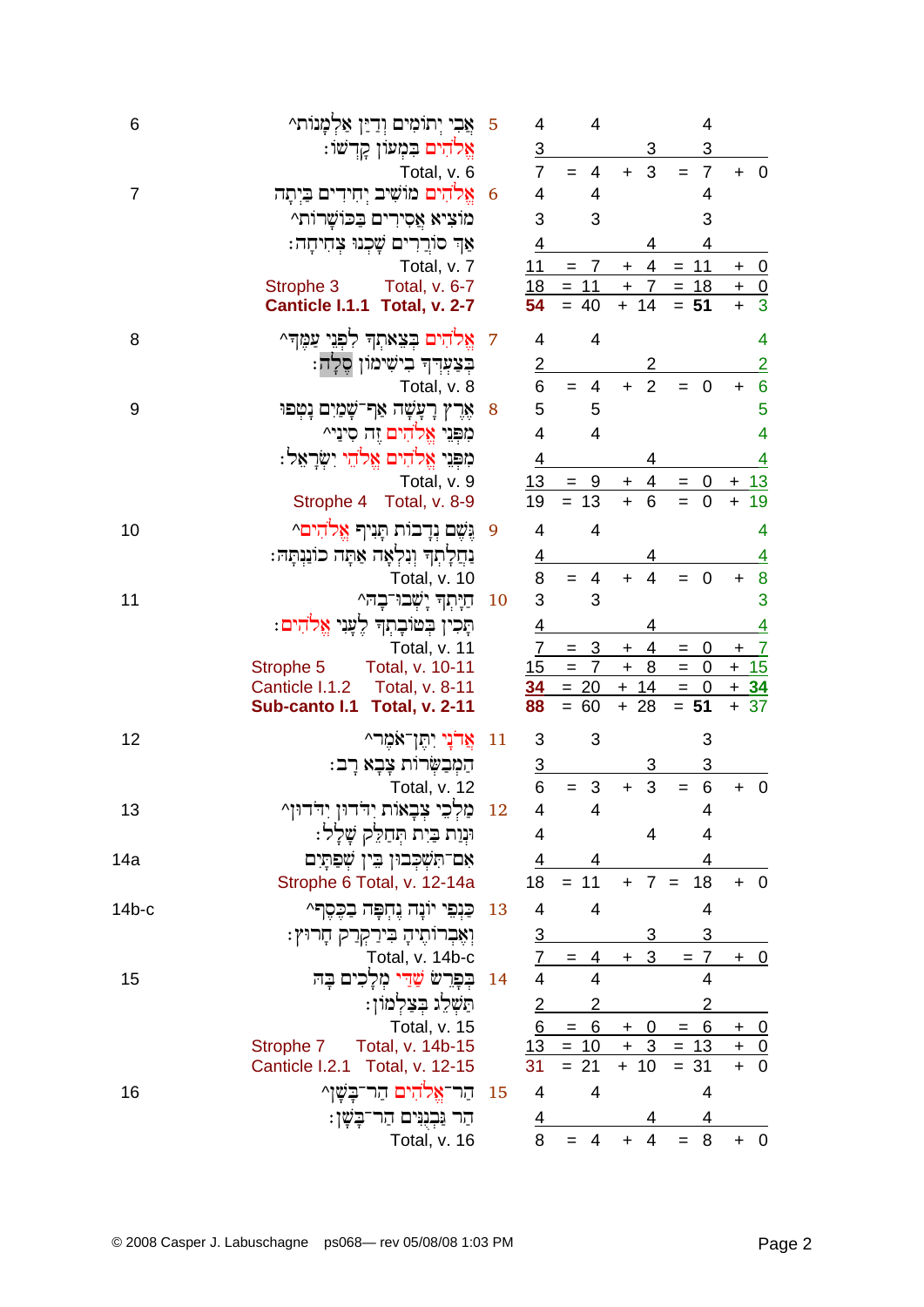| Verse | Hebrew text | Colon | Words | | | | | | | | | |
|---|---|---|---|---|---|---|---|---|---|---|---|---|
| 6 | הֲרֵי יְתוֹמִים וְדַיַּן אַלְמָנוֹת^ | 5 | 4 | | 4 | | | | 4 | | |
| | אֱלֹהִים בִּמְעוֹן קָדְשׁוֹ׃ | | 3 | | | | 3 | | 3 | | |
| | Total, v. 6 | | 7 | = | 4 | + | 3 | = | 7 | + | 0 |
| 7 | אֱלֹהִים מוֹשִׁיב יְחִידִים בַּיְתָה | 6 | 4 | | 4 | | | | 4 | | |
| | מוֹצִיא אֲסִירִים בַּכּוֹשָׁרוֹת^ | | 3 | | 3 | | | | 3 | | |
| | אַךְ סוֹרְרִים שָׁכְנוּ צְחִיחָה׃ | | 4 | | | | 4 | | 4 | | |
| | Total, v. 7 | | 11 | = | 7 | + | 4 | = | 11 | + | 0 |
| | Strophe 3 Total, v. 6-7 | | 18 | = | 11 | + | 7 | = | 18 | + | 0 |
| | **Canticle I.1.1 Total, v. 2-7** | | **54** | = | 40 | + | 14 | = | **51** | + | 3 |
| 8 | אֱלֹהִים בְּצֵאתְךָ לִפְנֵי עַמֶּךָ^ | 7 | 4 | | 4 | | | | | | 4 |
| | בְּצַעְדְּךָ בִישִׁימוֹן סֶלָה׃ | | 2 | | | | 2 | | | | 2 |
| | Total, v. 8 | | 6 | = | 4 | + | 2 | = | 0 | + | 6 |
| 9 | אֶרֶץ רָעָשָׁה אַף־שָׁמַיִם נָטְפוּ | 8 | 5 | | 5 | | | | | | 5 |
| | מִפְּנֵי אֱלֹהִים זֶה סִינַי^ | | 4 | | 4 | | | | | | 4 |
| | מִפְּנֵי אֱלֹהִים אֱלֹהֵי יִשְׂרָאֵל׃ | | 4 | | | | 4 | | | | 4 |
| | Total, v. 9 | | 13 | = | 9 | + | 4 | = | 0 | + | 13 |
| | Strophe 4 Total, v. 8-9 | | 19 | = | 13 | + | 6 | = | 0 | + | 19 |
| 10 | גֶּשֶׁם נְדָבוֹת תָּנִיף אֱלֹהִים^ | 9 | 4 | | 4 | | | | | | 4 |
| | נַחֲלָתְךָ וְנִלְאָה אַתָּה כוֹנַנְתָּהּ׃ | | 4 | | | | 4 | | | | 4 |
| | Total, v. 10 | | 8 | = | 4 | + | 4 | = | 0 | + | 8 |
| 11 | חַיָּתְךָ יָשְׁבוּ־בָהּ^ | 10 | 3 | | 3 | | | | | | 3 |
| | תָּכִין בְּטוֹבָתְךָ לֶעָנִי אֱלֹהִים׃ | | 4 | | | | 4 | | | | 4 |
| | Total, v. 11 | | 7 | = | 3 | + | 4 | = | 0 | + | 7 |
| | Strophe 5 Total, v. 10-11 | | 15 | = | 7 | + | 8 | = | 0 | + | 15 |
| | Canticle I.1.2 Total, v. 8-11 | | **34** | = | 20 | + | 14 | = | 0 | + | **34** |
| | **Sub-canto I.1 Total, v. 2-11** | | **88** | = | 60 | + | 28 | = | **51** | + | 37 |
| 12 | אֲדֹנָי יִתֶּן־אֹמֶר^ | 11 | 3 | | 3 | | | | 3 | | |
| | הַמְבַשְּׂרוֹת צָבָא רָב׃ | | 3 | | | | 3 | | 3 | | |
| | Total, v. 12 | | 6 | = | 3 | + | 3 | = | 6 | + | 0 |
| 13 | מַלְכֵי צְבָאוֹת יִדֹּדוּן יִדֹּדוּן^ | 12 | 4 | | 4 | | | | 4 | | |
| | וּנְוַת בַּיִת תְּחַלֵּק שָׁלָל׃ | | 4 | | | | 4 | | 4 | | |
| 14a | אִם־תִּשְׁכְּבוּן בֵּין שְׁפַתָּיִם | | 4 | | 4 | | | | 4 | | |
| | Strophe 6 Total, v. 12-14a | | 18 | = | 11 | + | 7 | = | 18 | + | 0 |
| 14b-c | כַּנְפֵי יוֹנָה נֶחְפָּה בַכֶּסֶף^ | 13 | 4 | | 4 | | | | 4 | | |
| | וְאֶבְרוֹתֶיהָ בִּירַקְרַק חָרוּץ׃ | | 3 | | | | 3 | | 3 | | |
| | Total, v. 14b-c | | 7 | = | 4 | + | 3 | = | 7 | + | 0 |
| 15 | בְּפָרֵשׂ שַׁדַּי מְלָכִים בָּהּ | 14 | 4 | | 4 | | | | 4 | | |
| | תַּשְׁלֵג בְּצַלְמוֹן׃ | | 2 | | 2 | | | | 2 | | |
| | Total, v. 15 | | 6 | = | 6 | + | 0 | = | 6 | + | 0 |
| | Strophe 7 Total, v. 14b-15 | | 13 | = | 10 | + | 3 | = | 13 | + | 0 |
| | Canticle I.2.1 Total, v. 12-15 | | 31 | = | 21 | + | 10 | = | 31 | + | 0 |
| 16 | הַר־אֱלֹהִים הַר־בָּשָׁן^ | 15 | 4 | | 4 | | | | 4 | | |
| | הַר גַּבְנֻנִּים הַר־בָּשָׁן׃ | | 4 | | | | 4 | | 4 | | |
| | Total, v. 16 | | 8 | = | 4 | + | 4 | = | 8 | + | 0 |

© 2008 Casper J. Labuschagne ps068— rev 05/08/08 1:03 PM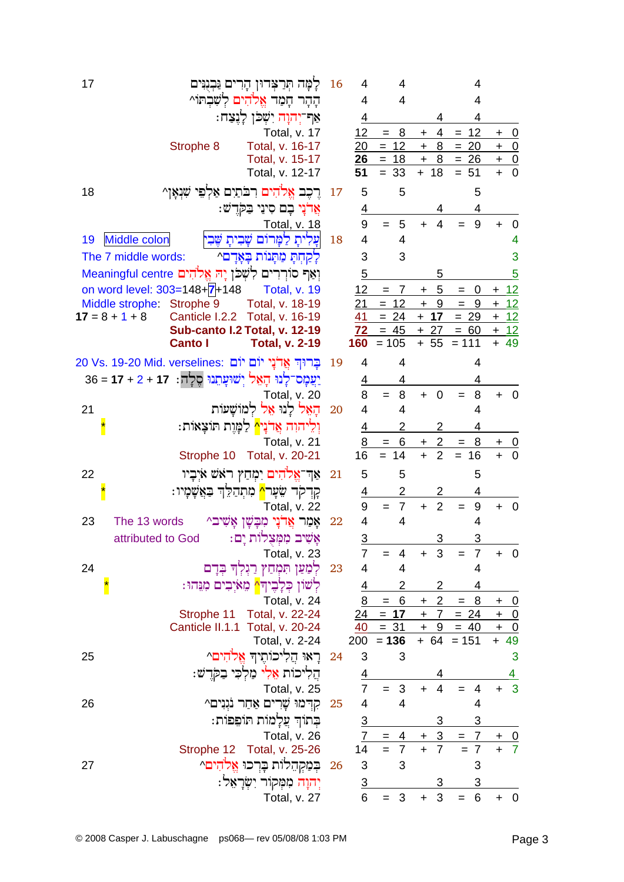| v. | Notes | Text | Heb. v. | Total | | | | |
|---|---|---|---|---|---|---|---|---|
| 17 | | לָמָּה תְּרַצְּדוּן הָרִים גַּבְנֻנִּים | 16 | 4 | 4 | | 4 | |
| | | הָהָר חָמַד אֱלֹהִים לְשִׁבְתּוֹ^ | | 4 | 4 | | 4 | |
| | | אַף־יְהוָה יִשְׁכֹּן לָנֶצַח׃ | | 4 | | 4 | 4 | |
| | | Total, v. 17 | | 12 | = 8 | + 4 | = 12 | + 0 |
| | Strophe 8 | Total, v. 16-17 | | 20 | = 12 | + 8 | = 20 | + 0 |
| | | Total, v. 15-17 | | **26** | = 18 | + 8 | = 26 | + 0 |
| | | Total, v. 12-17 | | **51** | = 33 | + 18 | = 51 | + 0 |
| 18 | | רֶכֶב אֱלֹהִים רִבֹּתַיִם אַלְפֵי שִׁנְאָן^ | 17 | 5 | 5 | | 5 | |
| | | אֲדֹנָי בָם סִינַי בַּקֹּדֶשׁ׃ | | 4 | | 4 | 4 | |
| | | Total, v. 18 | | 9 | = 5 | + 4 | = 9 | + 0 |
| 19 | Middle colon | עָלִיתָ לַמָּרוֹם שָׁבִיתָ שֶּׁבִי | 18 | 4 | 4 | | | 4 |
| | The 7 middle words: | לָקַחְתָּ מַתָּנוֹת בָּאָדָם^ | | 3 | 3 | | | 3 |
| | Meaningful centre | וְאַף סוֹרְרִים לִשְׁכֹּן יָהּ אֱלֹהִים | | 5 | | 5 | | 5 |
| | on word level: 303=148+7+148 | Total, v. 19 | | 12 | = 7 | + 5 | = 0 | + 12 |
| | Middle strophe: Strophe 9 | Total, v. 18-19 | | 21 | = 12 | + 9 | = 9 | + 12 |
| | **17** = 8 + 1 + 8 Canticle I.2.2 | Total, v. 16-19 | | 41 | = 24 | + **17** | = 29 | + 12 |
| | **Sub-canto I.2** | **Total, v. 12-19** | | **72** | = 45 | + 27 | = 60 | + 12 |
| | **Canto I** | **Total, v. 2-19** | | **160** | = 105 | + 55 | = 111 | + 49 |
| 20 | Vs. 19-20 Mid. verselines: | בָּרוּךְ אֲדֹנָי יוֹם יוֹם | 19 | 4 | 4 | | 4 | |
| | 36 = **17** + 2 + **17** | יַעֲמָס־לָנוּ הָאֵל יְשׁוּעָתֵנוּ סֶלָה׃ | | 4 | 4 | | 4 | |
| | | Total, v. 20 | | 8 | = 8 | + 0 | = 8 | + 0 |
| 21 | | הָאֵל לָנוּ אֵל לְמוֹשָׁעוֹת | 20 | 4 | 4 | | 4 | |
| | * | וְלֵיהוִה אֲדֹנָי^ לַמָּוֶת תּוֹצָאוֹת׃ | | 4 | 2 | 2 | 4 | |
| | | Total, v. 21 | | 8 | = 6 | + 2 | = 8 | + 0 |
| | Strophe 10 | Total, v. 20-21 | | 16 | = 14 | + 2 | = 16 | + 0 |
| 22 | | אַךְ־אֱלֹהִים יִמְחַץ רֹאשׁ אֹיְבָיו | 21 | 5 | 5 | | 5 | |
| | * | קָדְקֹד שֵׂעָר^ מִתְהַלֵּךְ בַּאֲשָׁמָיו׃ | | 4 | 2 | 2 | 4 | |
| | | Total, v. 22 | | 9 | = 7 | + 2 | = 9 | + 0 |
| 23 | The 13 words | אָמַר אֲדֹנָי מִבָּשָׁן אָשִׁיב^ | 22 | 4 | 4 | | 4 | |
| | attributed to God | אָשִׁיב מִמְּצֻלוֹת יָם׃ | | 3 | | 3 | 3 | |
| | | Total, v. 23 | | 7 | = 4 | + 3 | = 7 | + 0 |
| 24 | | לְמַעַן תִּמְחַץ רַגְלְךָ בְּדָם | 23 | 4 | 4 | | 4 | |
| | * | לְשׁוֹן כְּלָבֶיךָ^ מֵאֹיְבִים מִנֵּהוּ׃ | | 4 | 2 | 2 | 4 | |
| | | Total, v. 24 | | 8 | = 6 | + 2 | = 8 | + 0 |
| | Strophe 11 | Total, v. 22-24 | | 24 | = **17** | + 7 | = 24 | + 0 |
| | Canticle II.1.1 | Total, v. 20-24 | | 40 | = 31 | + 9 | = 40 | + 0 |
| | | Total, v. 2-24 | | 200 | = **136** | + 64 | = 151 | + 49 |
| 25 | | רָאוּ הֲלִיכוֹתֶיךָ אֱלֹהִים^ | 24 | 3 | 3 | | | 3 |
| | | הֲלִיכוֹת אֵלִי מַלְכִּי בַקֹּדֶשׁ׃ | | 4 | | 4 | | 4 |
| | | Total, v. 25 | | 7 | = 3 | + 4 | = 4 | + 3 |
| 26 | | קִדְּמוּ שָׁרִים אַחַר נֹגְנִים^ | 25 | 4 | 4 | | 4 | |
| | | בְּתוֹךְ עֲלָמוֹת תּוֹפֵפוֹת׃ | | 3 | | 3 | 3 | |
| | | Total, v. 26 | | 7 | = 4 | + 3 | = 7 | + 0 |
| | Strophe 12 | Total, v. 25-26 | | 14 | = 7 | + 7 | = 7 | + 7 |
| 27 | | בְּמַקְהֵלוֹת בָּרְכוּ אֱלֹהִים^ | 26 | 3 | 3 | | 3 | |
| | | יְהוָה מִמְּקוֹר יִשְׂרָאֵל׃ | | 3 | | 3 | 3 | |
| | | Total, v. 27 | | 6 | = 3 | + 3 | = 6 | + 0 |

© 2008 Casper J. Labuschagne ps068— rev 05/08/08 1:03 PM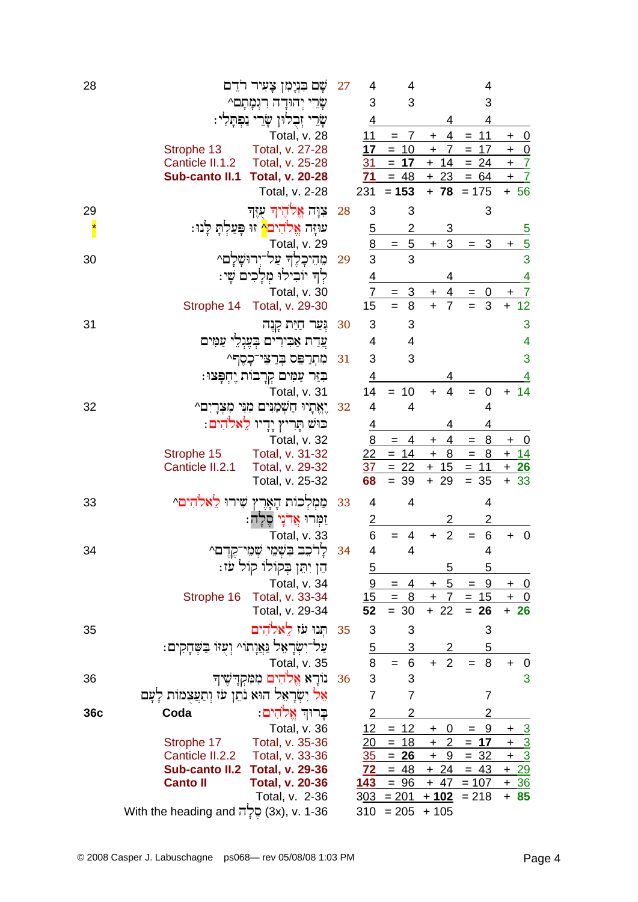| Verse | | Hebrew text | v. | | | | | |
|---|---|---|---|---|---|---|---|---|
| 28 | | שָׁם בִּנְיָמִן צָעִיר רֹדֵם | 27 | 4 | 4 | | 4 | |
| | | שָׂרֵי יְהוּדָה רִגְמָתָם^ | | 3 | 3 | | 3 | |
| | | שָׂרֵי זְבֻלוּן שָׂרֵי נַפְתָּלִי׃ | | 4 | | 4 | 4 | |
| | | Total, v. 28 | | 11 | = 7 | + 4 | = 11 | + 0 |
| | Strophe 13 | Total, v. 27-28 | | **17** | = 10 | + 7 | = 17 | + 0 |
| | Canticle II.1.2 | Total, v. 25-28 | | 31 | = **17** | + 14 | = 24 | + 7 |
| | **Sub-canto II.1** | **Total, v. 20-28** | | **71** | = 48 | + 23 | = 64 | + 7 |
| | | Total, v. 2-28 | | 231 | = **153** | + **78** | = 175 | + 56 |
| 29 | | צִוָּה אֱלֹהֶיךָ עֻזֶּךָ | 28 | 3 | 3 | | 3 | |
| * | | עוּזָּה אֱלֹהִים^ זוּ פָּעַלְתָּ לָּנוּ׃ | | 5 | 2 | 3 | | 5 |
| | | Total, v. 29 | | 8 | = 5 | + 3 | = 3 | + 5 |
| 30 | | מֵהֵיכָלֶךָ עַל־יְרוּשָׁלָ͏ִם^ | 29 | 3 | 3 | | | 3 |
| | | לְךָ יוֹבִילוּ מְלָכִים שָׁי׃ | | 4 | | 4 | | 4 |
| | | Total, v. 30 | | 7 | = 3 | + 4 | = 0 | + 7 |
| | Strophe 14 | Total, v. 29-30 | | 15 | = 8 | + 7 | = 3 | + 12 |
| 31 | | גְּעַר חַיַּת קָנֶה | 30 | 3 | 3 | | | 3 |
| | | עֲדַת אַבִּירִים בְּעֶגְלֵי עַמִּים | | 4 | 4 | | | 4 |
| | | מִתְרַפֵּס בְּרַצֵּי־כָסֶף^ | 31 | 3 | 3 | | | 3 |
| | | בִּזַּר עַמִּים קְרָבוֹת יֶחְפָּצוּ׃ | | 4 | | 4 | | 4 |
| | | Total, v. 31 | | 14 | = 10 | + 4 | = 0 | + 14 |
| 32 | | יֶאֱתָיוּ חַשְׁמַנִּים מִנִּי מִצְרָיִם^ | 32 | 4 | 4 | | 4 | |
| | | כּוּשׁ תָּרִיץ יָדָיו לֵאלֹהִים׃ | | 4 | | 4 | 4 | |
| | | Total, v. 32 | | 8 | = 4 | + 4 | = 8 | + 0 |
| | Strophe 15 | Total, v. 31-32 | | 22 | = 14 | + 8 | = 8 | + 14 |
| | Canticle II.2.1 | Total, v. 29-32 | | 37 | = 22 | + 15 | = 11 | + **26** |
| | | Total, v. 25-32 | | **68** | = 39 | + 29 | = 35 | + 33 |
| 33 | | מַמְלְכוֹת הָאָרֶץ שִׁירוּ לֵאלֹהִים^ | 33 | 4 | 4 | | 4 | |
| | | זַמְּרוּ אֲדֹנָי סֶלָה׃ | | 2 | | 2 | 2 | |
| | | Total, v. 33 | | 6 | = 4 | + 2 | = 6 | + 0 |
| 34 | | לָרֹכֵב בִּשְׁמֵי שְׁמֵי־קֶדֶם^ | 34 | 4 | 4 | | 4 | |
| | | הֵן יִתֵּן בְּקוֹלוֹ קוֹל עֹז׃ | | 5 | | 5 | 5 | |
| | | Total, v. 34 | | 9 | = 4 | + 5 | = 9 | + 0 |
| | Strophe 16 | Total, v. 33-34 | | 15 | = 8 | + 7 | = 15 | + 0 |
| | | Total, v. 29-34 | | **52** | = 30 | + 22 | = **26** | + **26** |
| 35 | | תְּנוּ עֹז לֵאלֹהִים | 35 | 3 | 3 | | 3 | |
| | | עַל־יִשְׂרָאֵל גַּאֲוָתוֹ^ וְעֻזּוֹ בַּשְּׁחָקִים׃ | | 5 | 3 | 2 | 5 | |
| | | Total, v. 35 | | 8 | = 6 | + 2 | = 8 | + 0 |
| 36 | | נוֹרָא אֱלֹהִים מִמִּקְדָּשֶׁיךָ | 36 | 3 | 3 | | | 3 |
| | | אֵל יִשְׂרָאֵל הוּא נֹתֵן עֹז וְתַעֲצֻמוֹת לָעָם | | 7 | 7 | | 7 | |
| **36c** | **Coda** | בָּרוּךְ אֱלֹהִים׃ | | 2 | 2 | | 2 | |
| | | Total, v. 36 | | 12 | = 12 | + 0 | = 9 | + 3 |
| | Strophe 17 | Total, v. 35-36 | | 20 | = 18 | + 2 | = **17** | + 3 |
| | Canticle II.2.2 | Total, v. 33-36 | | 35 | = **26** | + 9 | = 32 | + 3 |
| | **Sub-canto II.2** | **Total, v. 29-36** | | **72** | = 48 | + 24 | = 43 | + 29 |
| | **Canto II** | **Total, v. 20-36** | | **143** | = 96 | + 47 | = 107 | + 36 |
| | | Total, v. 2-36 | | 303 | = 201 | + **102** | = 218 | + **85** |
| | | With the heading and סֶלָה (3x), v. 1-36 | | 310 | = 205 | + 105 | | |

© 2008 Casper J. Labuschagne ps068— rev 05/08/08 1:03 PM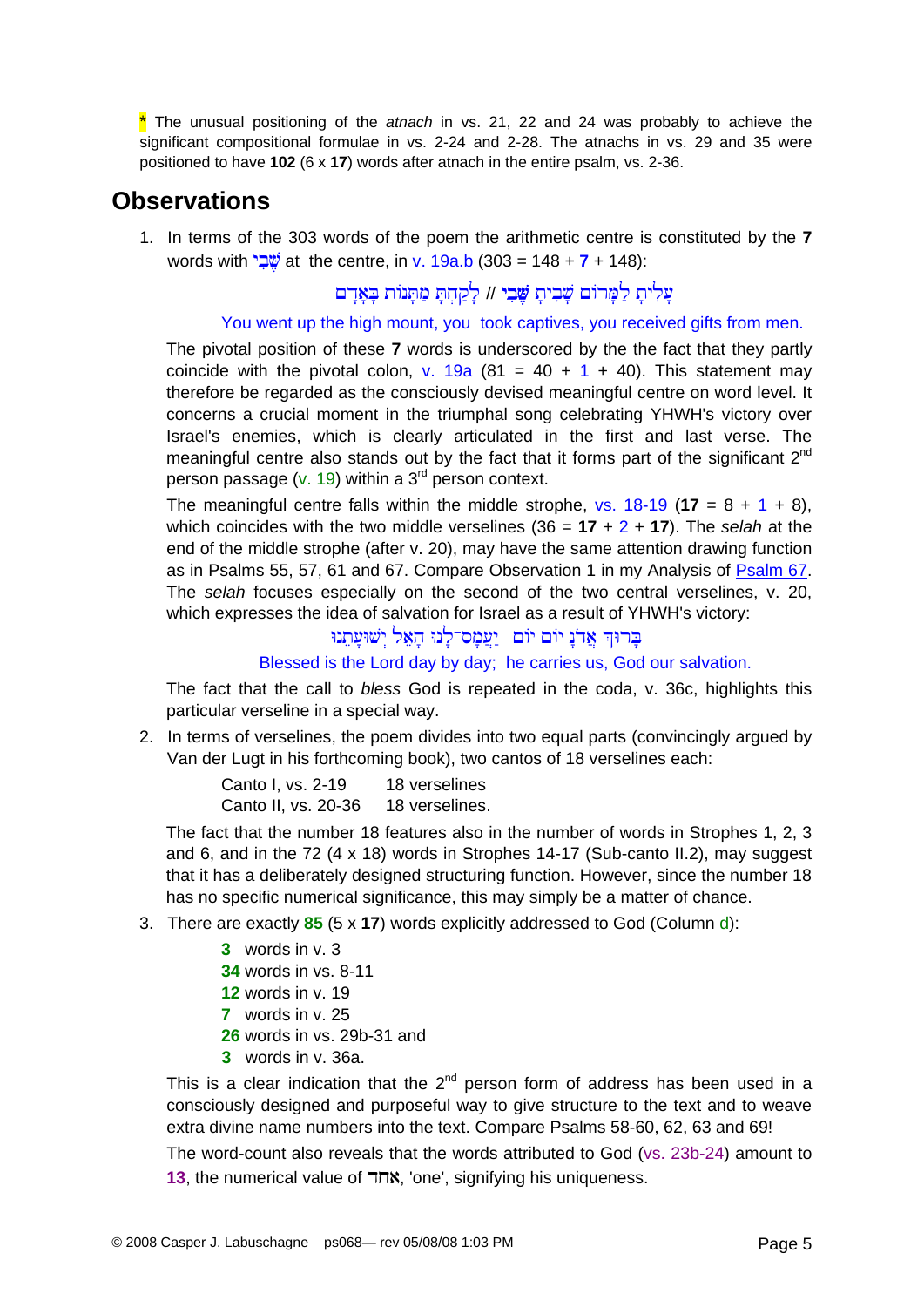* The unusual positioning of the *atnach* in vs. 21, 22 and 24 was probably to achieve the significant compositional formulae in vs. 2-24 and 2-28. The atnachs in vs. 29 and 35 were positioned to have **102** (6 x **17**) words after atnach in the entire psalm, vs. 2-36.

## Observations

1. In terms of the 303 words of the poem the arithmetic centre is constituted by the **7** words with שֶׁבִי at the centre, in v. 19a.b (303 = 148 + **7** + 148):

   עָלִיתָ לַמָּרוֹם שָׁבִיתָ שֶּׁבִי // לָקַחְתָּ מַתָּנוֹת בָּאָדָם

   You went up the high mount, you took captives, you received gifts from men.

   The pivotal position of these **7** words is underscored by the the fact that they partly coincide with the pivotal colon, v. 19a (81 = 40 + 1 + 40). This statement may therefore be regarded as the consciously devised meaningful centre on word level. It concerns a crucial moment in the triumphal song celebrating YHWH's victory over Israel's enemies, which is clearly articulated in the first and last verse. The meaningful centre also stands out by the fact that it forms part of the significant 2nd person passage (v. 19) within a 3rd person context.

   The meaningful centre falls within the middle strophe, vs. 18-19 (**17** = 8 + 1 + 8), which coincides with the two middle verselines (36 = **17** + 2 + **17**). The *selah* at the end of the middle strophe (after v. 20), may have the same attention drawing function as in Psalms 55, 57, 61 and 67. Compare Observation 1 in my Analysis of Psalm 67. The *selah* focuses especially on the second of the two central verselines, v. 20, which expresses the idea of salvation for Israel as a result of YHWH's victory:

   בָּרוּךְ אֲדֹנָ יוֹם יוֹם יַעֲמָס־לָנוּ הָאֵל יְשׁוּעָתֵנוּ

   Blessed is the Lord day by day; he carries us, God our salvation.

   The fact that the call to *bless* God is repeated in the coda, v. 36c, highlights this particular verseline in a special way.

2. In terms of verselines, the poem divides into two equal parts (convincingly argued by Van der Lugt in his forthcoming book), two cantos of 18 verselines each:

   Canto I, vs. 2-19 18 verselines
   Canto II, vs. 20-36 18 verselines.

   The fact that the number 18 features also in the number of words in Strophes 1, 2, 3 and 6, and in the 72 (4 x 18) words in Strophes 14-17 (Sub-canto II.2), may suggest that it has a deliberately designed structuring function. However, since the number 18 has no specific numerical significance, this may simply be a matter of chance.

3. There are exactly **85** (5 x **17**) words explicitly addressed to God (Column d):

   **3** words in v. 3
   **34** words in vs. 8-11
   **12** words in v. 19
   **7** words in v. 25
   **26** words in vs. 29b-31 and
   **3** words in v. 36a.

   This is a clear indication that the 2nd person form of address has been used in a consciously designed and purposeful way to give structure to the text and to weave extra divine name numbers into the text. Compare Psalms 58-60, 62, 63 and 69!

   The word-count also reveals that the words attributed to God (vs. 23b-24) amount to **13**, the numerical value of אחד, 'one', signifying his uniqueness.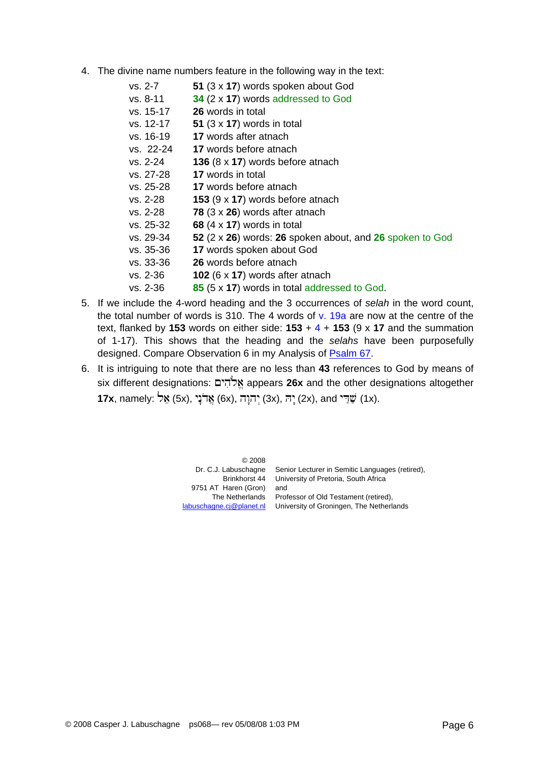4. The divine name numbers feature in the following way in the text:

| | |
|---|---|
| vs. 2-7 | **51** (3 x **17**) words spoken about God |
| vs. 8-11 | **34** (2 x **17**) words addressed to God |
| vs. 15-17 | **26** words in total |
| vs. 12-17 | **51** (3 x **17**) words in total |
| vs. 16-19 | **17** words after atnach |
| vs. 22-24 | **17** words before atnach |
| vs. 2-24 | **136** (8 x **17**) words before atnach |
| vs. 27-28 | **17** words in total |
| vs. 25-28 | **17** words before atnach |
| vs. 2-28 | **153** (9 x **17**) words before atnach |
| vs. 2-28 | **78** (3 x **26**) words after atnach |
| vs. 25-32 | **68** (4 x **17**) words in total |
| vs. 29-34 | **52** (2 x **26**) words: **26** spoken about, and **26** spoken to God |
| vs. 35-36 | **17** words spoken about God |
| vs. 33-36 | **26** words before atnach |
| vs. 2-36 | **102** (6 x **17**) words after atnach |
| vs. 2-36 | **85** (5 x **17**) words in total addressed to God. |

5. If we include the 4-word heading and the 3 occurrences of *selah* in the word count, the total number of words is 310. The 4 words of v. 19a are now at the centre of the text, flanked by **153** words on either side: **153** + 4 + **153** (9 x **17** and the summation of 1-17). This shows that the heading and the *selahs* have been purposefully designed. Compare Observation 6 in my Analysis of Psalm 67.

6. It is intriguing to note that there are no less than **43** references to God by means of six different designations: אֱלֹהִים appears **26x** and the other designations altogether **17x**, namely: אֵל (5x), אֲדֹנָי (6x), יְהוָה (3x), יָהּ (2x), and שַׁדַּי (1x).

© 2008
Dr. C.J. Labuschagne
Brinkhorst 44
9751 AT Haren (Gron)
The Netherlands
labuschagne.cj@planet.nl

Senior Lecturer in Semitic Languages (retired),
University of Pretoria, South Africa
and
Professor of Old Testament (retired),
University of Groningen, The Netherlands